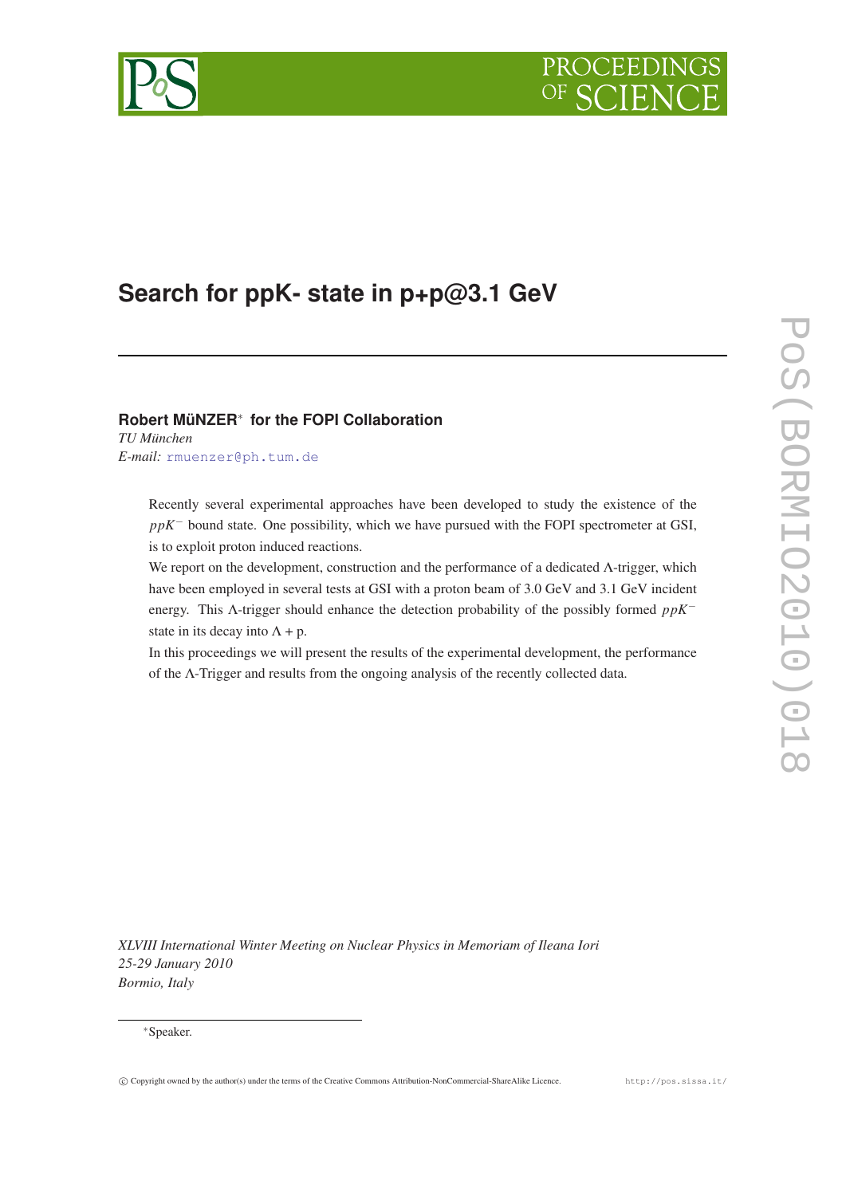# Search for ppK- state in p+p@3.1 GeV

**Robert MüNZER*** **for the FOPI Collaboration**

*TU München*

*E-mail:* rmuenzer@ph.tum.de

Recently several experimental approaches have been developed to study the existence of the $ppK^-$ bound state. One possibility, which we have pursued with the FOPI spectrometer at GSI, is to exploit proton induced reactions.

We report on the development, construction and the performance of a dedicated $\Lambda$-trigger, which have been employed in several tests at GSI with a proton beam of 3.0 GeV and 3.1 GeV incident energy. This $\Lambda$-trigger should enhance the detection probability of the possibly formed $ppK^-$ state in its decay into $\Lambda$ + p.

In this proceedings we will present the results of the experimental development, the performance of the $\Lambda$-Trigger and results from the ongoing analysis of the recently collected data.

*XLVIII International Winter Meeting on Nuclear Physics in Memoriam of Ileana Iori*
*25-29 January 2010*
*Bormio, Italy*

*Speaker.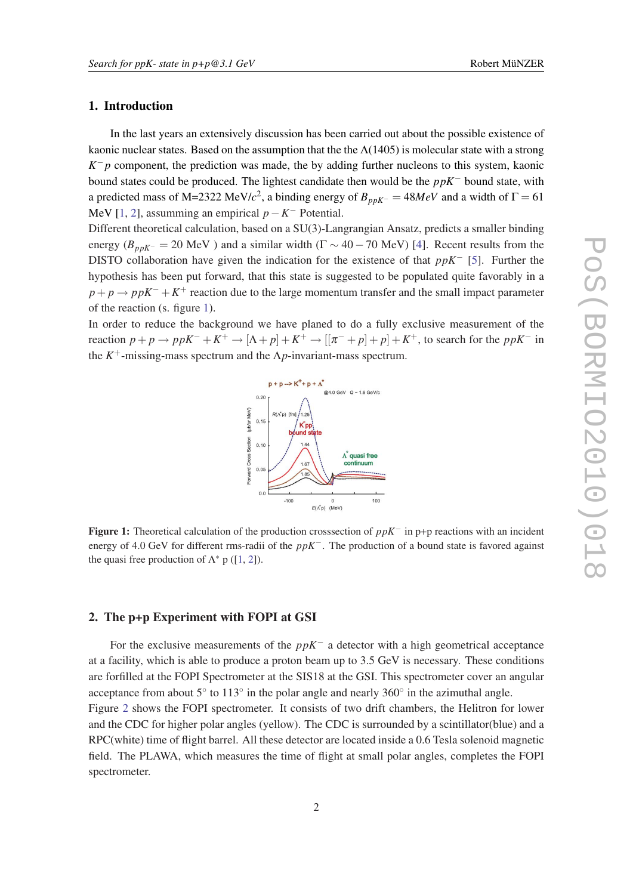## 1. Introduction

In the last years an extensively discussion has been carried out about the possible existence of kaonic nuclear states. Based on the assumption that the the $\Lambda(1405)$ is molecular state with a strong $K^- p$ component, the prediction was made, the by adding further nucleons to this system, kaonic bound states could be produced. The lightest candidate then would be the $ppK^-$ bound state, with a predicted mass of M=2322 MeV/$c^2$, a binding energy of $B_{ppK^-} = 48 MeV$ and a width of $\Gamma = 61$ MeV [1, 2], assumming an empirical $p - K^-$ Potential.

Different theoretical calculation, based on a SU(3)-Langrangian Ansatz, predicts a smaller binding energy ($B_{ppK^-} = 20$ MeV ) and a similar width ($\Gamma \sim 40 - 70$ MeV) [4]. Recent results from the DISTO collaboration have given the indication for the existence of that $ppK^-$ [5]. Further the hypothesis has been put forward, that this state is suggested to be populated quite favorably in a $p + p \rightarrow ppK^- + K^+$ reaction due to the large momentum transfer and the small impact parameter of the reaction (s. figure 1).

In order to reduce the background we have planed to do a fully exclusive measurement of the reaction $p + p \rightarrow ppK^- + K^+ \rightarrow [\Lambda + p] + K^+ \rightarrow [[\pi^- + p] + p] + K^+$, to search for the $ppK^-$ in the $K^+$-missing-mass spectrum and the $\Lambda p$-invariant-mass spectrum.

**Figure 1:** Theoretical calculation of the production crosssection of $ppK^-$ in p+p reactions with an incident energy of 4.0 GeV for different rms-radii of the $ppK^-$. The production of a bound state is favored against the quasi free production of $\Lambda^*$ p ([1, 2]).

## 2. The p+p Experiment with FOPI at GSI

For the exclusive measurements of the $ppK^-$ a detector with a high geometrical acceptance at a facility, which is able to produce a proton beam up to 3.5 GeV is necessary. These conditions are forfilled at the FOPI Spectrometer at the SIS18 at the GSI. This spectrometer cover an angular acceptance from about $5^\circ$ to $113^\circ$ in the polar angle and nearly $360^\circ$ in the azimuthal angle.

Figure 2 shows the FOPI spectrometer. It consists of two drift chambers, the Helitron for lower and the CDC for higher polar angles (yellow). The CDC is surrounded by a scintillator(blue) and a RPC(white) time of flight barrel. All these detector are located inside a 0.6 Tesla solenoid magnetic field. The PLAWA, which measures the time of flight at small polar angles, completes the FOPI spectrometer.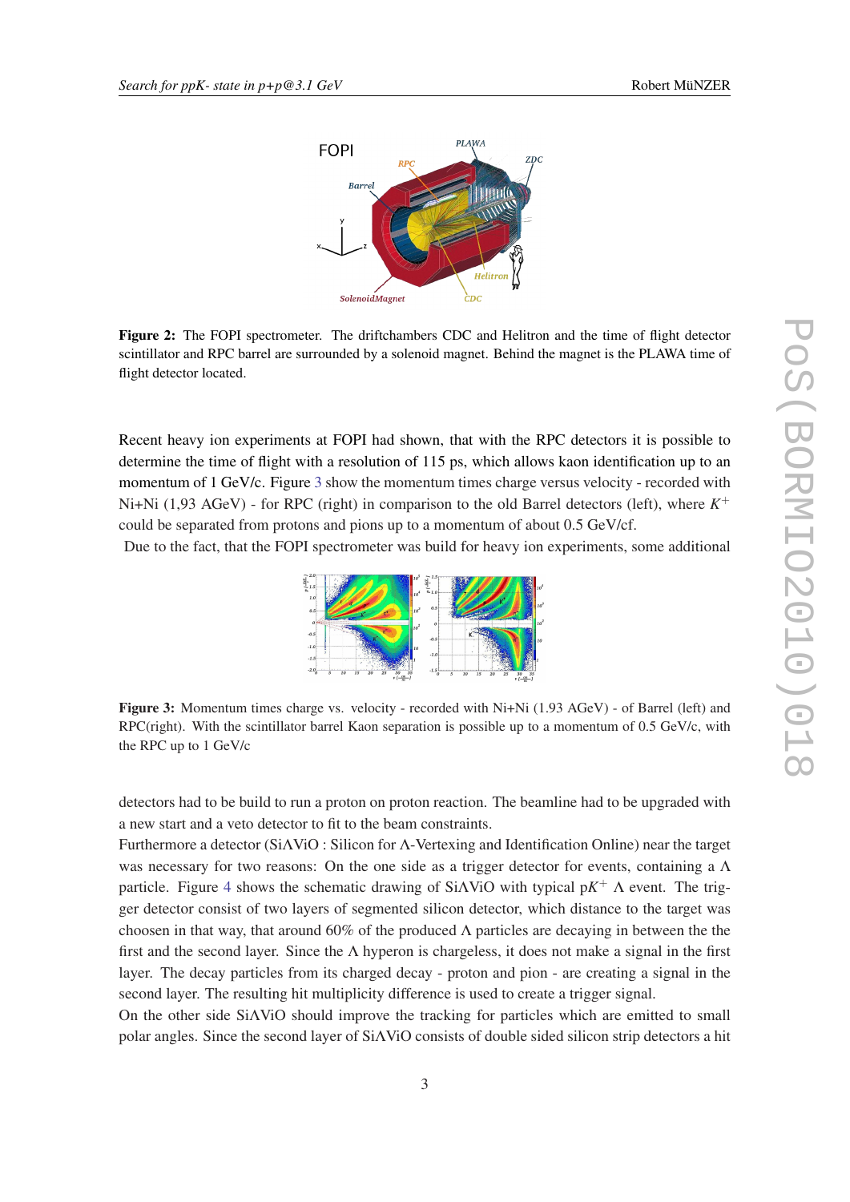**Figure 2:** The FOPI spectrometer. The driftchambers CDC and Helitron and the time of flight detector scintillator and RPC barrel are surrounded by a solenoid magnet. Behind the magnet is the PLAWA time of flight detector located.

Recent heavy ion experiments at FOPI had shown, that with the RPC detectors it is possible to determine the time of flight with a resolution of 115 ps, which allows kaon identification up to an momentum of 1 GeV/c. Figure 3 show the momentum times charge versus velocity - recorded with Ni+Ni (1,93 AGeV) - for RPC (right) in comparison to the old Barrel detectors (left), where $K^+$ could be separated from protons and pions up to a momentum of about 0.5 GeV/cf.

Due to the fact, that the FOPI spectrometer was build for heavy ion experiments, some additional

**Figure 3:** Momentum times charge vs. velocity - recorded with Ni+Ni (1.93 AGeV) - of Barrel (left) and RPC(right). With the scintillator barrel Kaon separation is possible up to a momentum of 0.5 GeV/c, with the RPC up to 1 GeV/c

detectors had to be build to run a proton on proton reaction. The beamline had to be upgraded with a new start and a veto detector to fit to the beam constraints.

Furthermore a detector (Si$\Lambda$ViO : Silicon for $\Lambda$-Vertexing and Identification Online) near the target was necessary for two reasons: On the one side as a trigger detector for events, containing a $\Lambda$ particle. Figure 4 shows the schematic drawing of Si$\Lambda$ViO with typical p$K^+$ $\Lambda$ event. The trigger detector consist of two layers of segmented silicon detector, which distance to the target was choosen in that way, that around 60% of the produced $\Lambda$ particles are decaying in between the the first and the second layer. Since the $\Lambda$ hyperon is chargeless, it does not make a signal in the first layer. The decay particles from its charged decay - proton and pion - are creating a signal in the second layer. The resulting hit multiplicity difference is used to create a trigger signal.

On the other side Si$\Lambda$ViO should improve the tracking for particles which are emitted to small polar angles. Since the second layer of Si$\Lambda$ViO consists of double sided silicon strip detectors a hit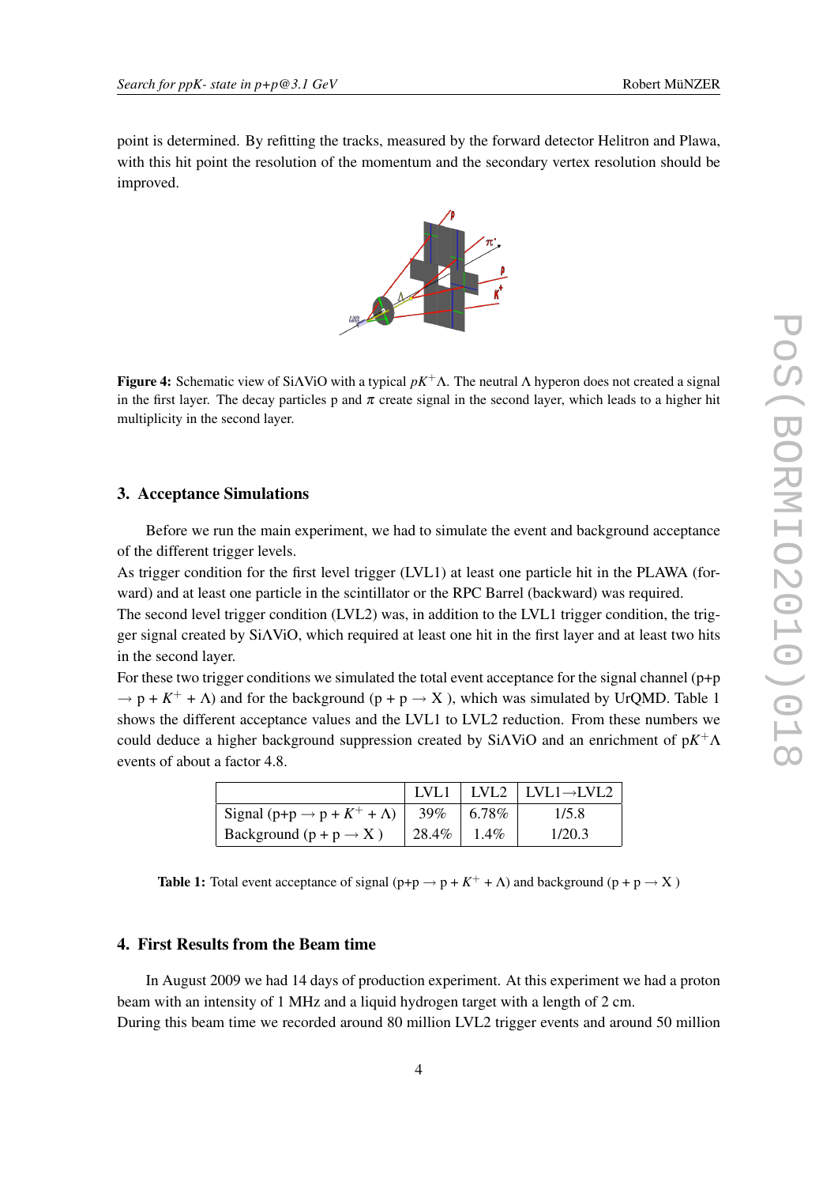point is determined. By refitting the tracks, measured by the forward detector Helitron and Plawa, with this hit point the resolution of the momentum and the secondary vertex resolution should be improved.

**Figure 4:** Schematic view of SiΛViO with a typical $pK^+\Lambda$. The neutral Λ hyperon does not created a signal in the first layer. The decay particles p and $\pi$ create signal in the second layer, which leads to a higher hit multiplicity in the second layer.

## 3. Acceptance Simulations

Before we run the main experiment, we had to simulate the event and background acceptance of the different trigger levels.
As trigger condition for the first level trigger (LVL1) at least one particle hit in the PLAWA (forward) and at least one particle in the scintillator or the RPC Barrel (backward) was required.
The second level trigger condition (LVL2) was, in addition to the LVL1 trigger condition, the trigger signal created by SiΛViO, which required at least one hit in the first layer and at least two hits in the second layer.
For these two trigger conditions we simulated the total event acceptance for the signal channel (p+p $\rightarrow$ p + $K^+$ + Λ) and for the background (p + p $\rightarrow$ X ), which was simulated by UrQMD. Table 1 shows the different acceptance values and the LVL1 to LVL2 reduction. From these numbers we could deduce a higher background suppression created by SiΛViO and an enrichment of p$K^+\Lambda$ events of about a factor 4.8.

| | LVL1 | LVL2 | LVL1→LVL2 |
|---|---|---|---|
| Signal (p+p $\rightarrow$ p + $K^+$ + Λ) | 39% | 6.78% | 1/5.8 |
| Background (p + p $\rightarrow$ X ) | 28.4% | 1.4% | 1/20.3 |

**Table 1:** Total event acceptance of signal (p+p $\rightarrow$ p + $K^+$ + Λ) and background (p + p $\rightarrow$ X )

## 4. First Results from the Beam time

In August 2009 we had 14 days of production experiment. At this experiment we had a proton beam with an intensity of 1 MHz and a liquid hydrogen target with a length of 2 cm.
During this beam time we recorded around 80 million LVL2 trigger events and around 50 million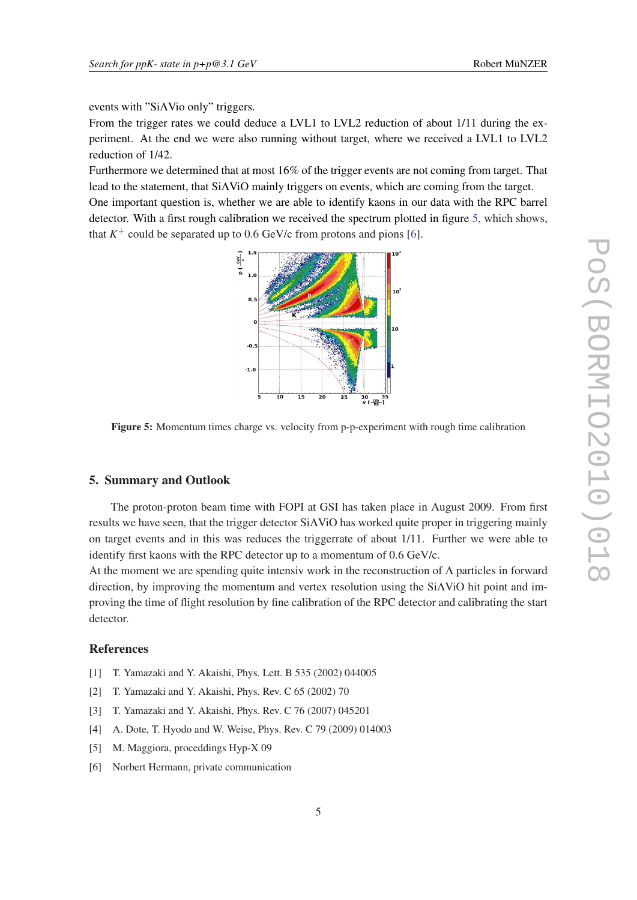events with "SiΛVio only" triggers.

From the trigger rates we could deduce a LVL1 to LVL2 reduction of about 1/11 during the experiment. At the end we were also running without target, where we received a LVL1 to LVL2 reduction of 1/42.

Furthermore we determined that at most 16% of the trigger events are not coming from target. That lead to the statement, that SiΛViO mainly triggers on events, which are coming from the target.

One important question is, whether we are able to identify kaons in our data with the RPC barrel detector. With a first rough calibration we received the spectrum plotted in figure 5, which shows, that $K^+$ could be separated up to 0.6 GeV/c from protons and pions [6].

p ( GeV/c )

1.5
1.0
0.5
0
-0.5
-1.0

5 10 15 20 25 30 35

v ( cm/ns )

$10^3$
$10^2$
10
1

K

**Figure 5:** Momentum times charge vs. velocity from p-p-experiment with rough time calibration

## 5. Summary and Outlook

The proton-proton beam time with FOPI at GSI has taken place in August 2009. From first results we have seen, that the trigger detector SiΛViO has worked quite proper in triggering mainly on target events and in this was reduces the triggerrate of about 1/11. Further we were able to identify first kaons with the RPC detector up to a momentum of 0.6 GeV/c.

At the moment we are spending quite intensiv work in the reconstruction of Λ particles in forward direction, by improving the momentum and vertex resolution using the SiΛViO hit point and improving the time of flight resolution by fine calibration of the RPC detector and calibrating the start detector.

## References

[1] T. Yamazaki and Y. Akaishi, Phys. Lett. B 535 (2002) 044005

[2] T. Yamazaki and Y. Akaishi, Phys. Rev. C 65 (2002) 70

[3] T. Yamazaki and Y. Akaishi, Phys. Rev. C 76 (2007) 045201

[4] A. Dote, T. Hyodo and W. Weise, Phys. Rev. C 79 (2009) 014003

[5] M. Maggiora, proceddings Hyp-X 09

[6] Norbert Hermann, private communication